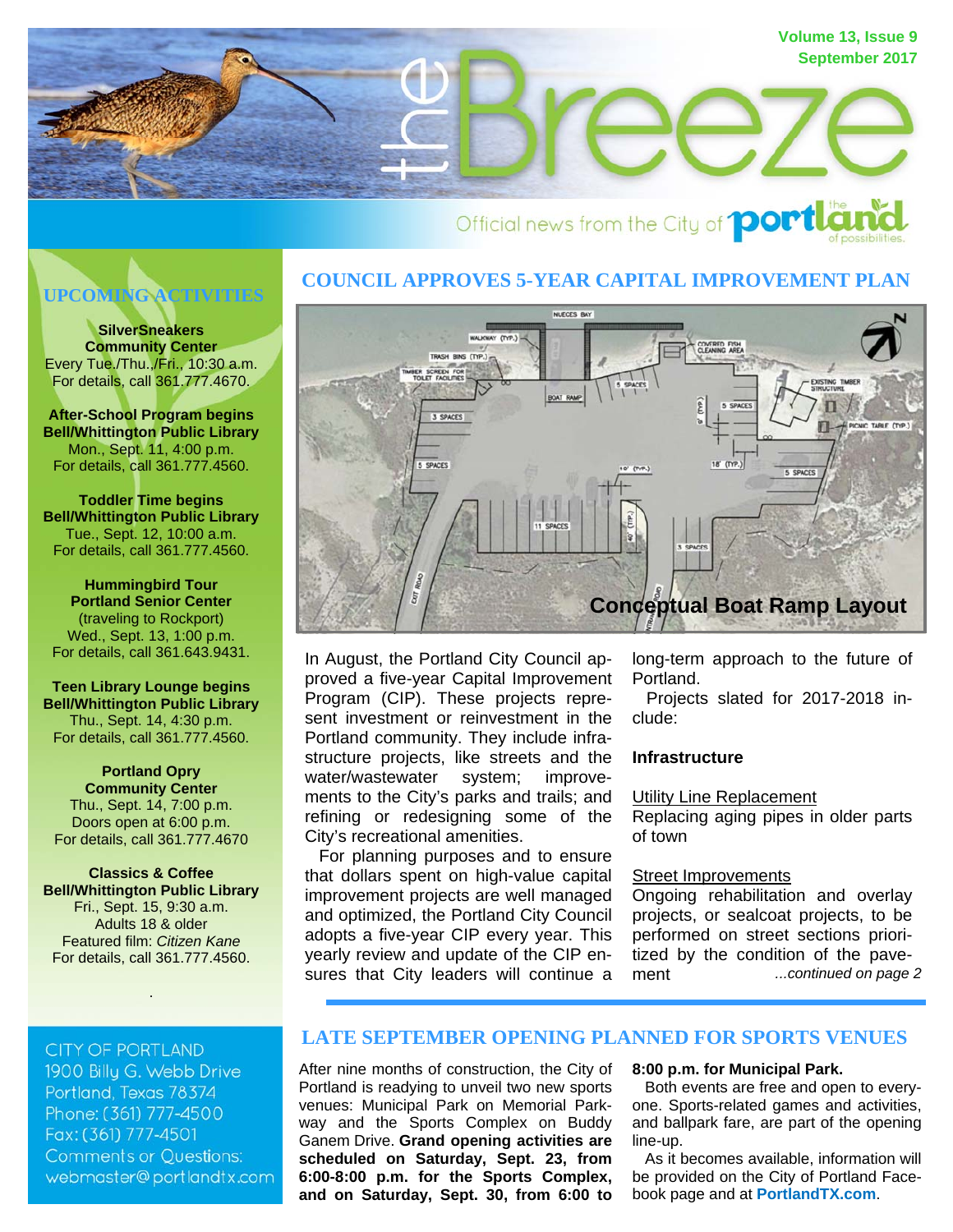# the Breeze

Official news from the City of Portland

Volume 13, Issue 9
September 2017

## UPCOMING ACTIVITIES

**SilverSneakers**
**Community Center**
Every Tue./Thu../Fri., 10:30 a.m.
For details, call 361.777.4670.

**After-School Program begins**
**Bell/Whittington Public Library**
Mon., Sept. 11, 4:00 p.m.
For details, call 361.777.4560.

**Toddler Time begins**
**Bell/Whittington Public Library**
Tue., Sept. 12, 10:00 a.m.
For details, call 361.777.4560.

**Hummingbird Tour**
**Portland Senior Center**
(traveling to Rockport)
Wed., Sept. 13, 1:00 p.m.
For details, call 361.643.9431.

**Teen Library Lounge begins**
**Bell/Whittington Public Library**
Thu., Sept. 14, 4:30 p.m.
For details, call 361.777.4560.

**Portland Opry**
**Community Center**
Thu., Sept. 14, 7:00 p.m.
Doors open at 6:00 p.m.
For details, call 361.777.4670

**Classics & Coffee**
**Bell/Whittington Public Library**
Fri., Sept. 15, 9:30 a.m.
Adults 18 & older
Featured film: *Citizen Kane*
For details, call 361.777.4560.

CITY OF PORTLAND
1900 Billy G. Webb Drive
Portland, Texas 78374
Phone: (361) 777-4500
Fax: (361) 777-4501
Comments or Questions:
webmaster@portlandtx.com

## COUNCIL APPROVES 5-YEAR CAPITAL IMPROVEMENT PLAN

**Conceptual Boat Ramp Layout**

In August, the Portland City Council approved a five-year Capital Improvement Program (CIP). These projects represent investment or reinvestment in the Portland community. They include infrastructure projects, like streets and the water/wastewater system; improvements to the City's parks and trails; and refining or redesigning some of the City's recreational amenities.

For planning purposes and to ensure that dollars spent on high-value capital improvement projects are well managed and optimized, the Portland City Council adopts a five-year CIP every year. This yearly review and update of the CIP ensures that City leaders will continue a long-term approach to the future of Portland.

Projects slated for 2017-2018 include:

**Infrastructure**

Utility Line Replacement
Replacing aging pipes in older parts of town

Street Improvements
Ongoing rehabilitation and overlay projects, or sealcoat projects, to be performed on street sections prioritized by the condition of the pavement *...continued on page 2*

## LATE SEPTEMBER OPENING PLANNED FOR SPORTS VENUES

After nine months of construction, the City of Portland is readying to unveil two new sports venues: Municipal Park on Memorial Parkway and the Sports Complex on Buddy Ganem Drive. **Grand opening activities are scheduled on Saturday, Sept. 23, from 6:00-8:00 p.m. for the Sports Complex, and on Saturday, Sept. 30, from 6:00 to 8:00 p.m. for Municipal Park.**

Both events are free and open to everyone. Sports-related games and activities, and ballpark fare, are part of the opening line-up.

As it becomes available, information will be provided on the City of Portland Facebook page and at **PortlandTX.com**.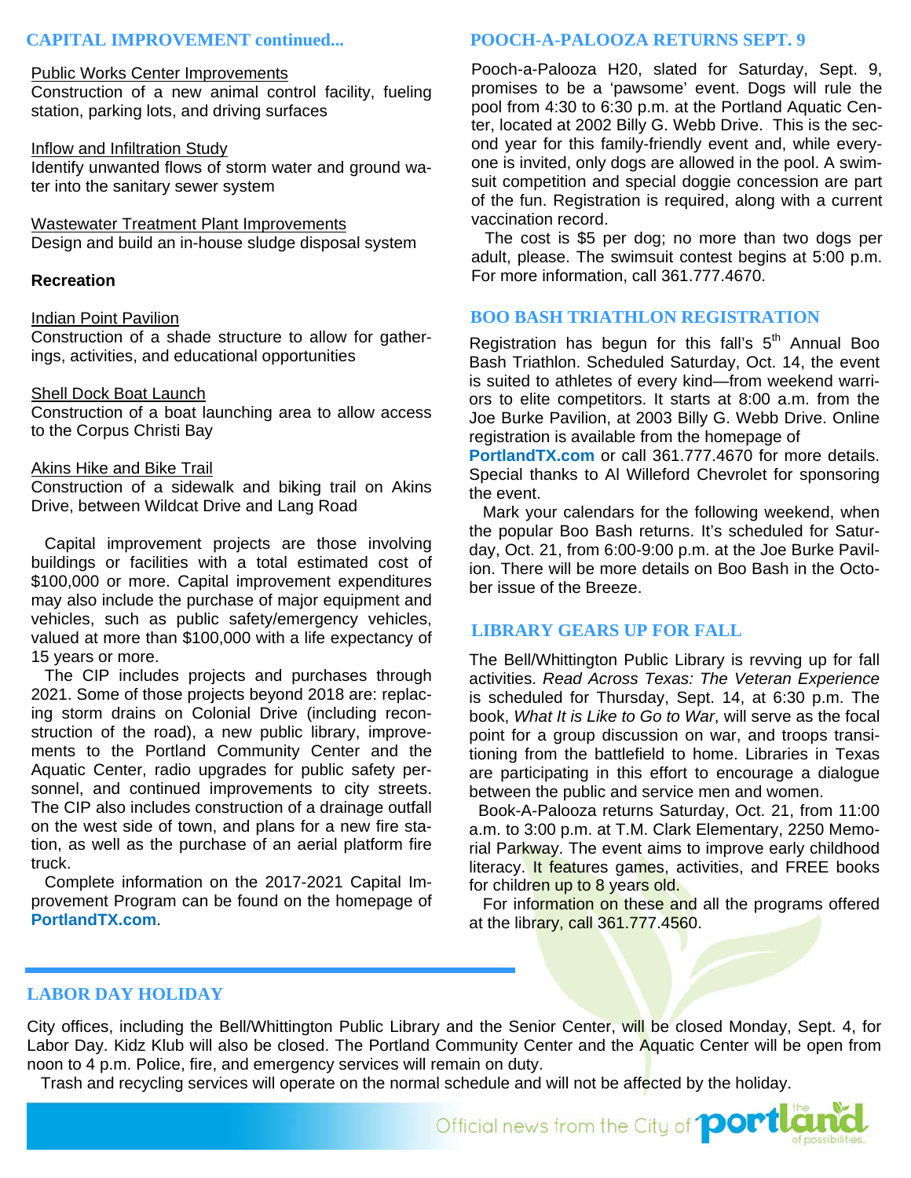## CAPITAL IMPROVEMENT continued...

Public Works Center Improvements
Construction of a new animal control facility, fueling station, parking lots, and driving surfaces

Inflow and Infiltration Study
Identify unwanted flows of storm water and ground water into the sanitary sewer system

Wastewater Treatment Plant Improvements
Design and build an in-house sludge disposal system

**Recreation**

Indian Point Pavilion
Construction of a shade structure to allow for gatherings, activities, and educational opportunities

Shell Dock Boat Launch
Construction of a boat launching area to allow access to the Corpus Christi Bay

Akins Hike and Bike Trail
Construction of a sidewalk and biking trail on Akins Drive, between Wildcat Drive and Lang Road

Capital improvement projects are those involving buildings or facilities with a total estimated cost of $100,000 or more. Capital improvement expenditures may also include the purchase of major equipment and vehicles, such as public safety/emergency vehicles, valued at more than $100,000 with a life expectancy of 15 years or more.

The CIP includes projects and purchases through 2021. Some of those projects beyond 2018 are: replacing storm drains on Colonial Drive (including reconstruction of the road), a new public library, improvements to the Portland Community Center and the Aquatic Center, radio upgrades for public safety personnel, and continued improvements to city streets. The CIP also includes construction of a drainage outfall on the west side of town, and plans for a new fire station, as well as the purchase of an aerial platform fire truck.

Complete information on the 2017-2021 Capital Improvement Program can be found on the homepage of **PortlandTX.com**.

## POOCH-A-PALOOZA RETURNS SEPT. 9

Pooch-a-Palooza H20, slated for Saturday, Sept. 9, promises to be a 'pawsome' event. Dogs will rule the pool from 4:30 to 6:30 p.m. at the Portland Aquatic Center, located at 2002 Billy G. Webb Drive. This is the second year for this family-friendly event and, while everyone is invited, only dogs are allowed in the pool. A swimsuit competition and special doggie concession are part of the fun. Registration is required, along with a current vaccination record.

The cost is $5 per dog; no more than two dogs per adult, please. The swimsuit contest begins at 5:00 p.m. For more information, call 361.777.4670.

## BOO BASH TRIATHLON REGISTRATION

Registration has begun for this fall's 5th Annual Boo Bash Triathlon. Scheduled Saturday, Oct. 14, the event is suited to athletes of every kind—from weekend warriors to elite competitors. It starts at 8:00 a.m. from the Joe Burke Pavilion, at 2003 Billy G. Webb Drive. Online registration is available from the homepage of **PortlandTX.com** or call 361.777.4670 for more details. Special thanks to Al Willeford Chevrolet for sponsoring the event.

Mark your calendars for the following weekend, when the popular Boo Bash returns. It's scheduled for Saturday, Oct. 21, from 6:00-9:00 p.m. at the Joe Burke Pavilion. There will be more details on Boo Bash in the October issue of the Breeze.

## LIBRARY GEARS UP FOR FALL

The Bell/Whittington Public Library is revving up for fall activities. *Read Across Texas: The Veteran Experience* is scheduled for Thursday, Sept. 14, at 6:30 p.m. The book, *What It is Like to Go to War*, will serve as the focal point for a group discussion on war, and troops transitioning from the battlefield to home. Libraries in Texas are participating in this effort to encourage a dialogue between the public and service men and women.

Book-A-Palooza returns Saturday, Oct. 21, from 11:00 a.m. to 3:00 p.m. at T.M. Clark Elementary, 2250 Memorial Parkway. The event aims to improve early childhood literacy. It features games, activities, and FREE books for children up to 8 years old.

For information on these and all the programs offered at the library, call 361.777.4560.

## LABOR DAY HOLIDAY

City offices, including the Bell/Whittington Public Library and the Senior Center, will be closed Monday, Sept. 4, for Labor Day. Kidz Klub will also be closed. The Portland Community Center and the Aquatic Center will be open from noon to 4 p.m. Police, fire, and emergency services will remain on duty.

Trash and recycling services will operate on the normal schedule and will not be affected by the holiday.